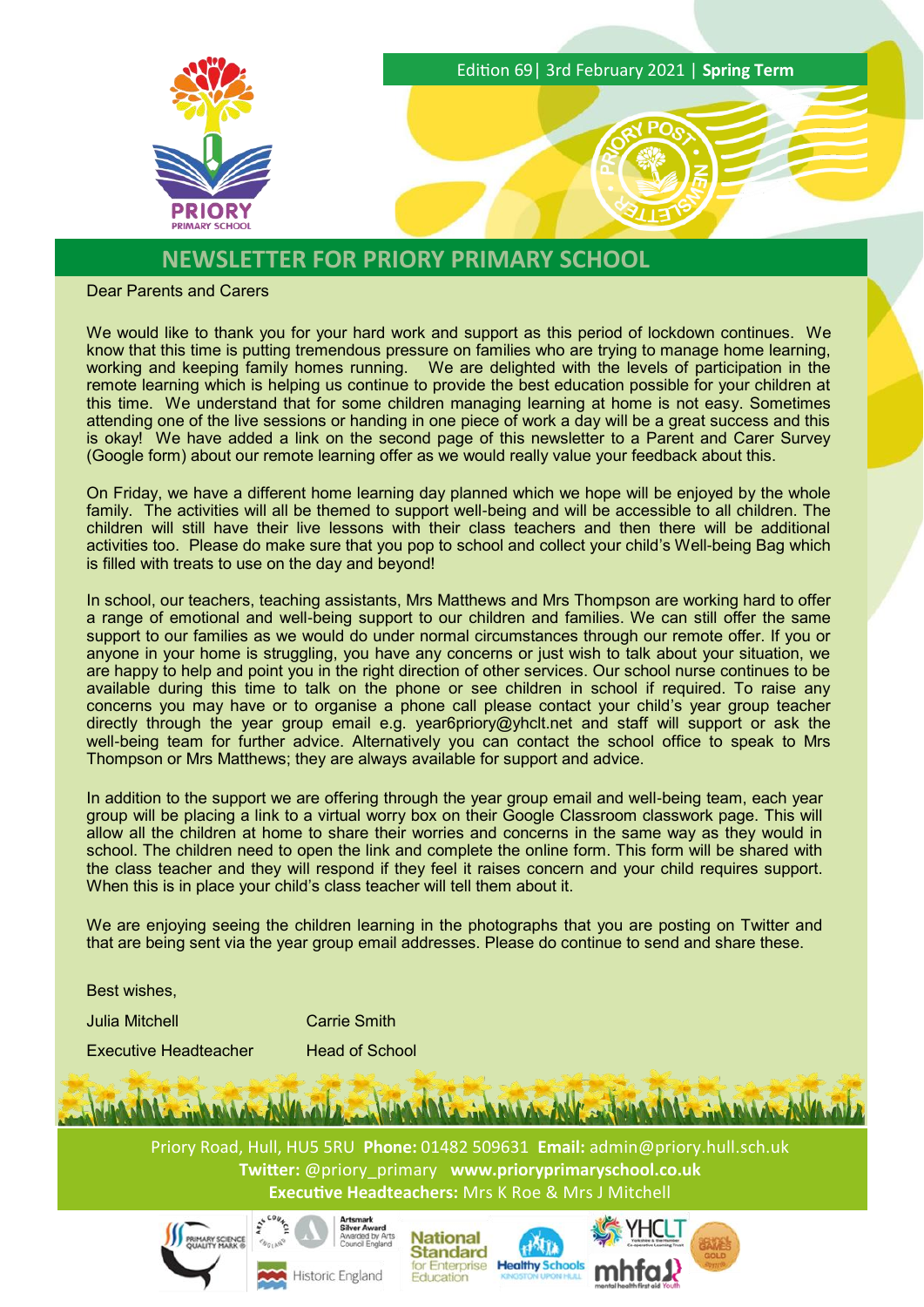Edition 69| 3rd February 2021 | **Spring Term**

# NEWSLETTER FOR PRIORY PRIMARY SCHOOL

Dear Parents and Carers

We would like to thank you for your hard work and support as this period of lockdown continues. We know that this time is putting tremendous pressure on families who are trying to manage home learning, working and keeping family homes running. We are delighted with the levels of participation in the remote learning which is helping us continue to provide the best education possible for your children at this time. We understand that for some children managing learning at home is not easy. Sometimes attending one of the live sessions or handing in one piece of work a day will be a great success and this is okay! We have added a link on the second page of this newsletter to a Parent and Carer Survey (Google form) about our remote learning offer as we would really value your feedback about this.

On Friday, we have a different home learning day planned which we hope will be enjoyed by the whole family. The activities will all be themed to support well-being and will be accessible to all children. The children will still have their live lessons with their class teachers and then there will be additional activities too. Please do make sure that you pop to school and collect your child's Well-being Bag which is filled with treats to use on the day and beyond!

In school, our teachers, teaching assistants, Mrs Matthews and Mrs Thompson are working hard to offer a range of emotional and well-being support to our children and families. We can still offer the same support to our families as we would do under normal circumstances through our remote offer. If you or anyone in your home is struggling, you have any concerns or just wish to talk about your situation, we are happy to help and point you in the right direction of other services. Our school nurse continues to be available during this time to talk on the phone or see children in school if required. To raise any concerns you may have or to organise a phone call please contact your child's year group teacher directly through the year group email e.g. year6priory@yhclt.net and staff will support or ask the well-being team for further advice. Alternatively you can contact the school office to speak to Mrs Thompson or Mrs Matthews; they are always available for support and advice.

In addition to the support we are offering through the year group email and well-being team, each year group will be placing a link to a virtual worry box on their Google Classroom classwork page. This will allow all the children at home to share their worries and concerns in the same way as they would in school. The children need to open the link and complete the online form. This form will be shared with the class teacher and they will respond if they feel it raises concern and your child requires support. When this is in place your child's class teacher will tell them about it.

We are enjoying seeing the children learning in the photographs that you are posting on Twitter and that are being sent via the year group email addresses. Please do continue to send and share these.

Best wishes,

Julia Mitchell — Executive Headteacher

Carrie Smith — Head of School

Priory Road, Hull, HU5 5RU **Phone:** 01482 509631 **Email:** admin@priory.hull.sch.uk
**Twitter:** @priory_primary **www.prioryprimaryschool.co.uk**
**Executive Headteachers:** Mrs K Roe & Mrs J Mitchell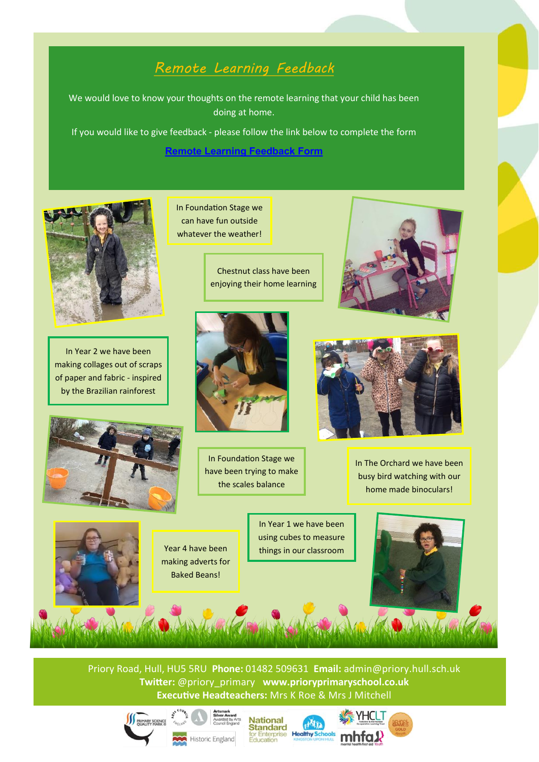## Remote Learning Feedback

We would love to know your thoughts on the remote learning that your child has been doing at home.

If you would like to give feedback - please follow the link below to complete the form

**Remote Learning Feedback Form**

In Foundation Stage we can have fun outside whatever the weather!

Chestnut class have been enjoying their home learning

In Year 2 we have been making collages out of scraps of paper and fabric - inspired by the Brazilian rainforest

In Foundation Stage we have been trying to make the scales balance

In The Orchard we have been busy bird watching with our home made binoculars!

Year 4 have been making adverts for Baked Beans!

In Year 1 we have been using cubes to measure things in our classroom

Priory Road, Hull, HU5 5RU **Phone:** 01482 509631 **Email:** admin@priory.hull.sch.uk
**Twitter:** @priory_primary **www.prioryprimaryschool.co.uk**
**Executive Headteachers:** Mrs K Roe & Mrs J Mitchell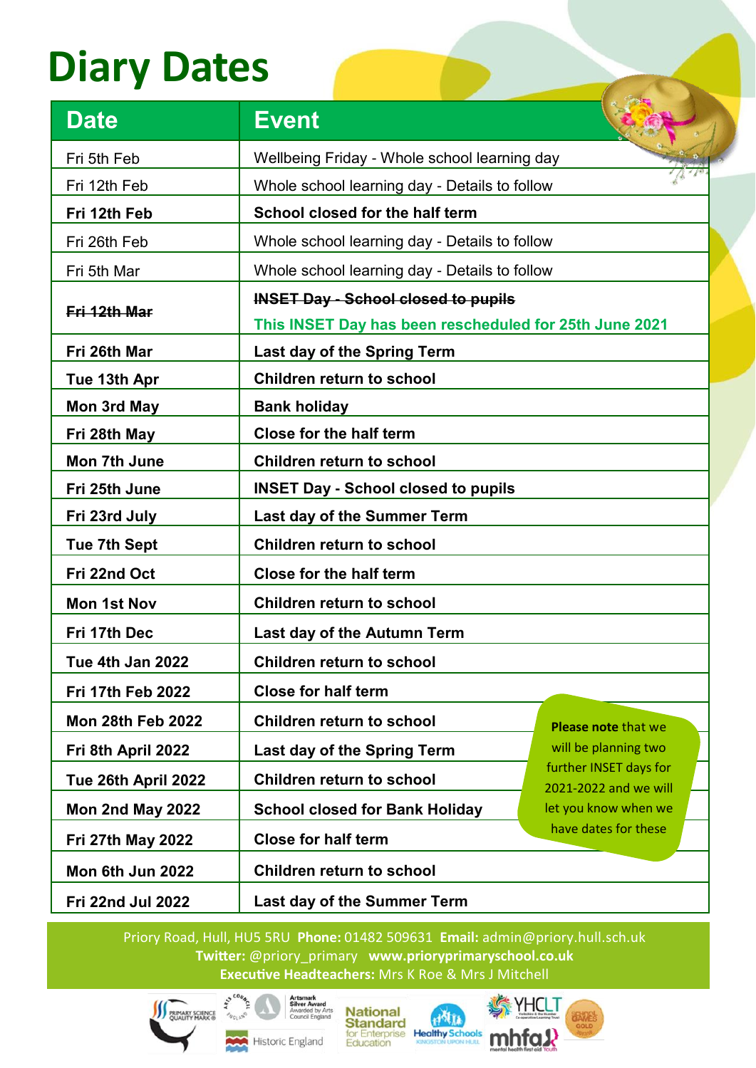# Diary Dates

| Date | Event |
|---|---|
| Fri 5th Feb | Wellbeing Friday - Whole school learning day |
| Fri 12th Feb | Whole school learning day - Details to follow |
| **Fri 12th Feb** | **School closed for the half term** |
| Fri 26th Feb | Whole school learning day - Details to follow |
| Fri 5th Mar | Whole school learning day - Details to follow |
| ~~**Fri 12th Mar**~~ | ~~**INSET Day - School closed to pupils**~~ **This INSET Day has been rescheduled for 25th June 2021** |
| **Fri 26th Mar** | **Last day of the Spring Term** |
| **Tue 13th Apr** | **Children return to school** |
| **Mon 3rd May** | **Bank holiday** |
| **Fri 28th May** | **Close for the half term** |
| **Mon 7th June** | **Children return to school** |
| **Fri 25th June** | **INSET Day - School closed to pupils** |
| **Fri 23rd July** | **Last day of the Summer Term** |
| **Tue 7th Sept** | **Children return to school** |
| **Fri 22nd Oct** | **Close for the half term** |
| **Mon 1st Nov** | **Children return to school** |
| **Fri 17th Dec** | **Last day of the Autumn Term** |
| **Tue 4th Jan 2022** | **Children return to school** |
| **Fri 17th Feb 2022** | **Close for half term** |
| **Mon 28th Feb 2022** | **Children return to school** |
| **Fri 8th April 2022** | **Last day of the Spring Term** |
| **Tue 26th April 2022** | **Children return to school** |
| **Mon 2nd May 2022** | **School closed for Bank Holiday** |
| **Fri 27th May 2022** | **Close for half term** |
| **Mon 6th Jun 2022** | **Children return to school** |
| **Fri 22nd Jul 2022** | **Last day of the Summer Term** |

**Please note** that we will be planning two further INSET days for 2021-2022 and we will let you know when we have dates for these

Priory Road, Hull, HU5 5RU **Phone:** 01482 509631 **Email:** admin@priory.hull.sch.uk
**Twitter:** @priory_primary **www.prioryprimaryschool.co.uk**
**Executive Headteachers:** Mrs K Roe & Mrs J Mitchell